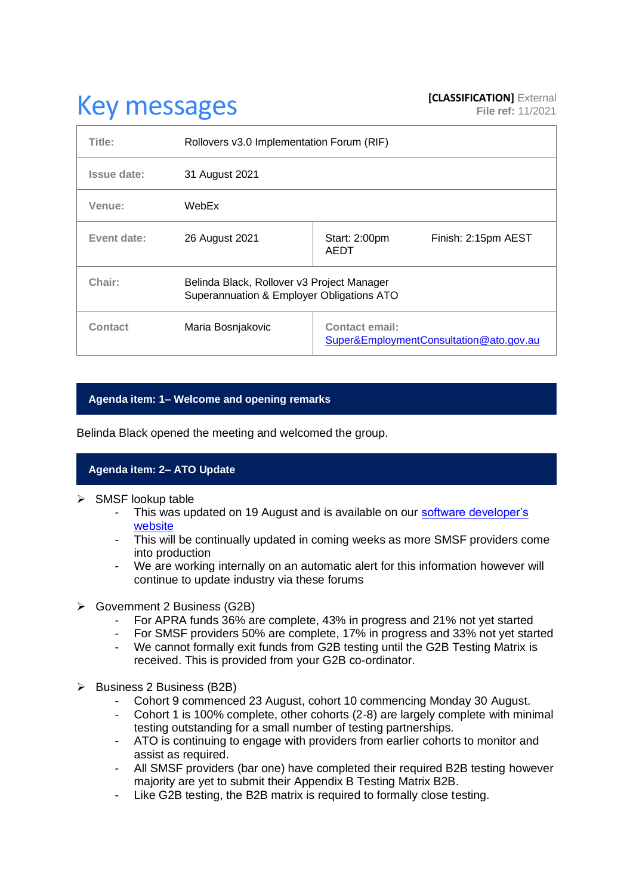# Key messages

**[CLASSIFICATION]** External
**File ref:** 11/2021

| | | | |
|---|---|---|---|
| **Title:** | Rollovers v3.0 Implementation Forum (RIF) | | |
| **Issue date:** | 31 August 2021 | | |
| **Venue:** | WebEx | | |
| **Event date:** | 26 August 2021 | Start: 2:00pm AEDT | Finish: 2:15pm AEST |
| **Chair:** | Belinda Black, Rollover v3 Project Manager<br>Superannuation & Employer Obligations ATO | | |
| **Contact** | Maria Bosnjakovic | **Contact email:** [Super&EmploymentConsultation@ato.gov.au](mailto:Super&EmploymentConsultation@ato.gov.au) | |

## Agenda item: 1– Welcome and opening remarks

Belinda Black opened the meeting and welcomed the group.

## Agenda item: 2– ATO Update

- SMSF lookup table
  - This was updated on 19 August and is available on our [software developer's website]()
  - This will be continually updated in coming weeks as more SMSF providers come into production
  - We are working internally on an automatic alert for this information however will continue to update industry via these forums

- Government 2 Business (G2B)
  - For APRA funds 36% are complete, 43% in progress and 21% not yet started
  - For SMSF providers 50% are complete, 17% in progress and 33% not yet started
  - We cannot formally exit funds from G2B testing until the G2B Testing Matrix is received. This is provided from your G2B co-ordinator.

- Business 2 Business (B2B)
  - Cohort 9 commenced 23 August, cohort 10 commencing Monday 30 August.
  - Cohort 1 is 100% complete, other cohorts (2-8) are largely complete with minimal testing outstanding for a small number of testing partnerships.
  - ATO is continuing to engage with providers from earlier cohorts to monitor and assist as required.
  - All SMSF providers (bar one) have completed their required B2B testing however majority are yet to submit their Appendix B Testing Matrix B2B.
  - Like G2B testing, the B2B matrix is required to formally close testing.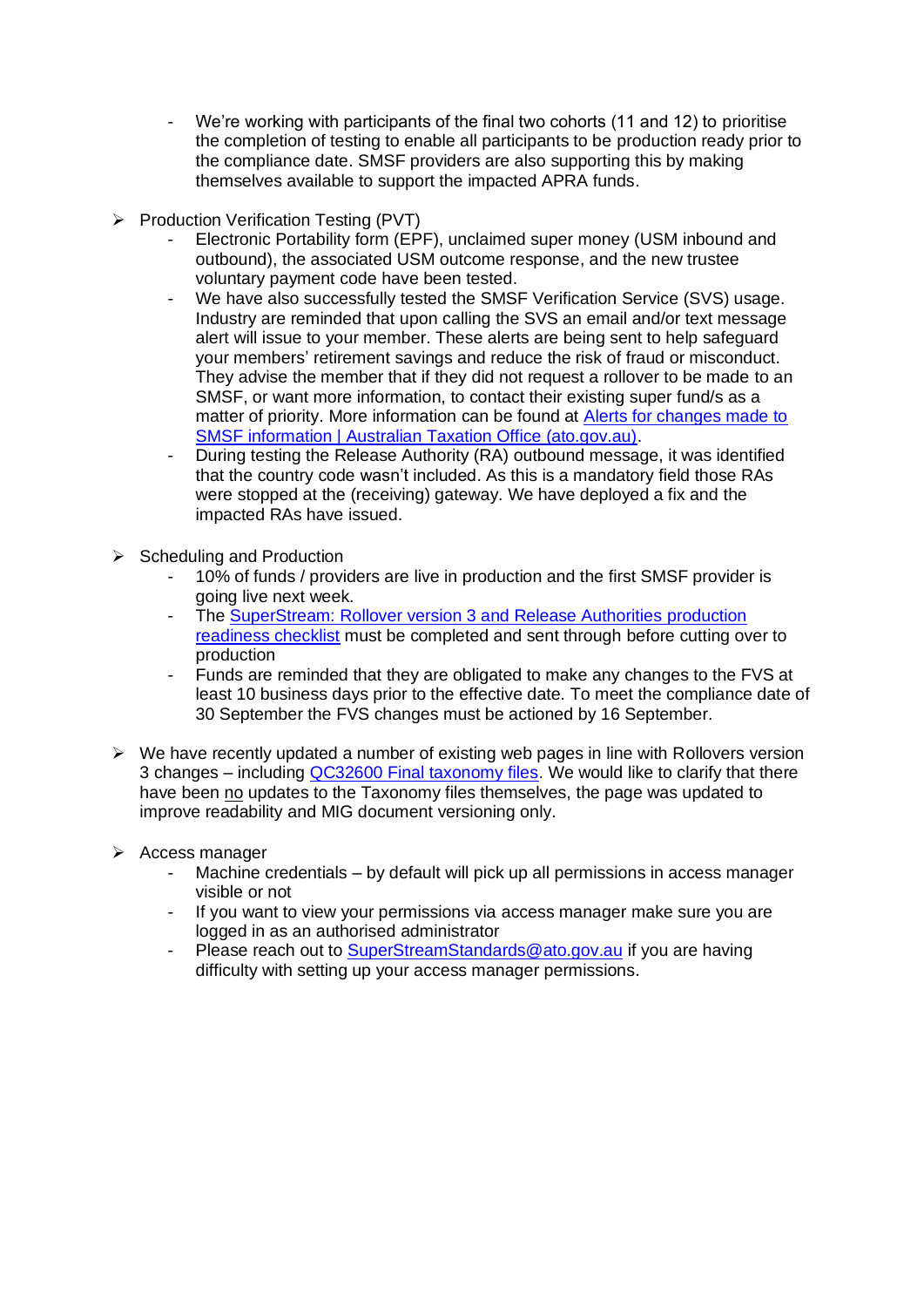- We're working with participants of the final two cohorts (11 and 12) to prioritise the completion of testing to enable all participants to be production ready prior to the compliance date. SMSF providers are also supporting this by making themselves available to support the impacted APRA funds.

- Production Verification Testing (PVT)
    - Electronic Portability form (EPF), unclaimed super money (USM inbound and outbound), the associated USM outcome response, and the new trustee voluntary payment code have been tested.
    - We have also successfully tested the SMSF Verification Service (SVS) usage. Industry are reminded that upon calling the SVS an email and/or text message alert will issue to your member. These alerts are being sent to help safeguard your members' retirement savings and reduce the risk of fraud or misconduct. They advise the member that if they did not request a rollover to be made to an SMSF, or want more information, to contact their existing super fund/s as a matter of priority. More information can be found at Alerts for changes made to SMSF information | Australian Taxation Office (ato.gov.au).
    - During testing the Release Authority (RA) outbound message, it was identified that the country code wasn't included. As this is a mandatory field those RAs were stopped at the (receiving) gateway. We have deployed a fix and the impacted RAs have issued.

- Scheduling and Production
    - 10% of funds / providers are live in production and the first SMSF provider is going live next week.
    - The SuperStream: Rollover version 3 and Release Authorities production readiness checklist must be completed and sent through before cutting over to production
    - Funds are reminded that they are obligated to make any changes to the FVS at least 10 business days prior to the effective date. To meet the compliance date of 30 September the FVS changes must be actioned by 16 September.

- We have recently updated a number of existing web pages in line with Rollovers version 3 changes – including QC32600 Final taxonomy files. We would like to clarify that there have been no updates to the Taxonomy files themselves, the page was updated to improve readability and MIG document versioning only.

- Access manager
    - Machine credentials – by default will pick up all permissions in access manager visible or not
    - If you want to view your permissions via access manager make sure you are logged in as an authorised administrator
    - Please reach out to SuperStreamStandards@ato.gov.au if you are having difficulty with setting up your access manager permissions.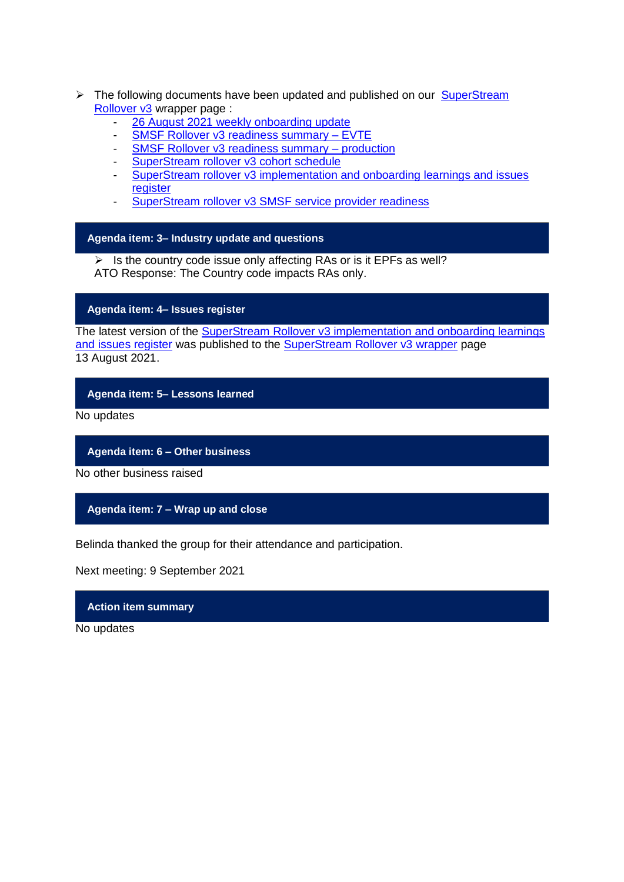- The following documents have been updated and published on our [SuperStream Rollover v3]() wrapper page :
  - [26 August 2021 weekly onboarding update]()
  - [SMSF Rollover v3 readiness summary – EVTE]()
  - [SMSF Rollover v3 readiness summary – production]()
  - [SuperStream rollover v3 cohort schedule]()
  - [SuperStream rollover v3 implementation and onboarding learnings and issues register]()
  - [SuperStream rollover v3 SMSF service provider readiness]()

## Agenda item: 3– Industry update and questions

- Is the country code issue only affecting RAs or is it EPFs as well?

ATO Response: The Country code impacts RAs only.

## Agenda item: 4– Issues register

The latest version of the [SuperStream Rollover v3 implementation and onboarding learnings and issues register]() was published to the [SuperStream Rollover v3 wrapper]() page 13 August 2021.

## Agenda item: 5– Lessons learned

No updates

## Agenda item: 6 – Other business

No other business raised

## Agenda item: 7 – Wrap up and close

Belinda thanked the group for their attendance and participation.

Next meeting: 9 September 2021

## Action item summary

No updates